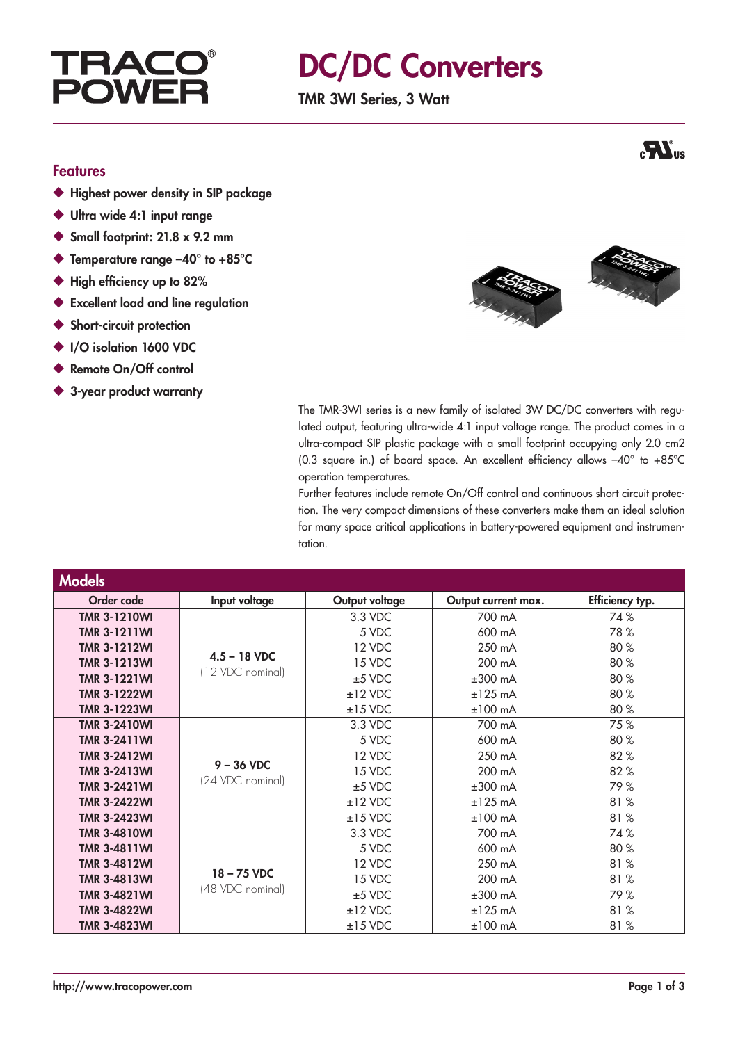# TRACO POWER

# DC/DC Converters

**TMR 3WI Series, 3 Watt**

## Features

- Highest power density in SIP package
- Ultra wide 4:1 input range
- Small footprint: 21.8 x 9.2 mm
- Temperature range –40° to +85°C
- High efficiency up to 82%
- Excellent load and line regulation
- Short-circuit protection
- I/O isolation 1600 VDC
- Remote On/Off control
- 3-year product warranty

The TMR-3WI series is a new family of isolated 3W DC/DC converters with regulated output, featuring ultra-wide 4:1 input voltage range. The product comes in a ultra-compact SIP plastic package with a small footprint occupying only 2.0 cm2 (0.3 square in.) of board space. An excellent efficiency allows –40° to +85°C operation temperatures.

Further features include remote On/Off control and continuous short circuit protection. The very compact dimensions of these converters make them an ideal solution for many space critical applications in battery-powered equipment and instrumentation.

## Models

| Order code | Input voltage | Output voltage | Output current max. | Efficiency typ. |
|---|---|---|---|---|
| **TMR 3-1210WI** | **4.5 – 18 VDC** (12 VDC nominal) | 3.3 VDC | 700 mA | 74 % |
| **TMR 3-1211WI** | | 5 VDC | 600 mA | 78 % |
| **TMR 3-1212WI** | | 12 VDC | 250 mA | 80 % |
| **TMR 3-1213WI** | | 15 VDC | 200 mA | 80 % |
| **TMR 3-1221WI** | | ±5 VDC | ±300 mA | 80 % |
| **TMR 3-1222WI** | | ±12 VDC | ±125 mA | 80 % |
| **TMR 3-1223WI** | | ±15 VDC | ±100 mA | 80 % |
| **TMR 3-2410WI** | **9 – 36 VDC** (24 VDC nominal) | 3.3 VDC | 700 mA | 75 % |
| **TMR 3-2411WI** | | 5 VDC | 600 mA | 80 % |
| **TMR 3-2412WI** | | 12 VDC | 250 mA | 82 % |
| **TMR 3-2413WI** | | 15 VDC | 200 mA | 82 % |
| **TMR 3-2421WI** | | ±5 VDC | ±300 mA | 79 % |
| **TMR 3-2422WI** | | ±12 VDC | ±125 mA | 81 % |
| **TMR 3-2423WI** | | ±15 VDC | ±100 mA | 81 % |
| **TMR 3-4810WI** | **18 – 75 VDC** (48 VDC nominal) | 3.3 VDC | 700 mA | 74 % |
| **TMR 3-4811WI** | | 5 VDC | 600 mA | 80 % |
| **TMR 3-4812WI** | | 12 VDC | 250 mA | 81 % |
| **TMR 3-4813WI** | | 15 VDC | 200 mA | 81 % |
| **TMR 3-4821WI** | | ±5 VDC | ±300 mA | 79 % |
| **TMR 3-4822WI** | | ±12 VDC | ±125 mA | 81 % |
| **TMR 3-4823WI** | | ±15 VDC | ±100 mA | 81 % |

http://www.tracopower.com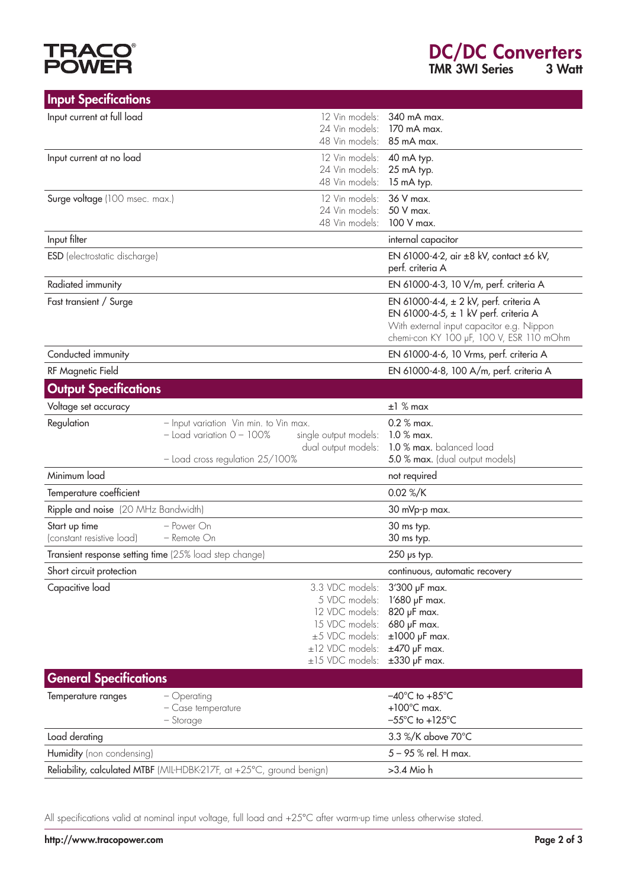## Input Specifications

| | | |
|---|---|---|
| Input current at full load | 12 Vin models:<br>24 Vin models:<br>48 Vin models: | 340 mA max.<br>170 mA max.<br>85 mA max. |
| Input current at no load | 12 Vin models:<br>24 Vin models:<br>48 Vin models: | 40 mA typ.<br>25 mA typ.<br>15 mA typ. |
| Surge voltage (100 msec. max.) | 12 Vin models:<br>24 Vin models:<br>48 Vin models: | 36 V max.<br>50 V max.<br>100 V max. |
| Input filter | | internal capacitor |
| ESD (electrostatic discharge) | | EN 61000-4-2, air ±8 kV, contact ±6 kV, perf. criteria A |
| Radiated immunity | | EN 61000-4-3, 10 V/m, perf. criteria A |
| Fast transient / Surge | | EN 61000-4-4, ± 2 kV, perf. criteria A<br>EN 61000-4-5, ± 1 kV perf. criteria A<br>With external input capacitor e.g. Nippon chemi-con KY 100 µF, 100 V, ESR 110 mOhm |
| Conducted immunity | | EN 61000-4-6, 10 Vrms, perf. criteria A |
| RF Magnetic Field | | EN 61000-4-8, 100 A/m, perf. criteria A |

## Output Specifications

| | | |
|---|---|---|
| Voltage set accuracy | | ±1 % max |
| Regulation | – Input variation Vin min. to Vin max.<br>– Load variation 0 – 100% single output models:<br>dual output models:<br>– Load cross regulation 25/100% | 0.2 % max.<br>1.0 % max.<br>1.0 % max. balanced load<br>5.0 % max. (dual output models) |
| Minimum load | | not required |
| Temperature coefficient | | 0.02 %/K |
| Ripple and noise (20 MHz Bandwidth) | | 30 mVp-p max. |
| Start up time (constant resistive load) | – Power On<br>– Remote On | 30 ms typ.<br>30 ms typ. |
| Transient response setting time (25% load step change) | | 250 µs typ. |
| Short circuit protection | | continuous, automatic recovery |
| Capacitive load | 3.3 VDC models:<br>5 VDC models:<br>12 VDC models:<br>15 VDC models:<br>±5 VDC models:<br>±12 VDC models:<br>±15 VDC models: | 3'300 µF max.<br>1'680 µF max.<br>820 µF max.<br>680 µF max.<br>±1000 µF max.<br>±470 µF max.<br>±330 µF max. |

## General Specifications

| | | |
|---|---|---|
| Temperature ranges | – Operating<br>– Case temperature<br>– Storage | –40°C to +85°C<br>+100°C max.<br>–55°C to +125°C |
| Load derating | | 3.3 %/K above 70°C |
| Humidity (non condensing) | | 5 – 95 % rel. H max. |
| Reliability, calculated MTBF (MIL-HDBK-217F, at +25°C, ground benign) | | >3.4 Mio h |

All specifications valid at nominal input voltage, full load and +25°C after warm-up time unless otherwise stated.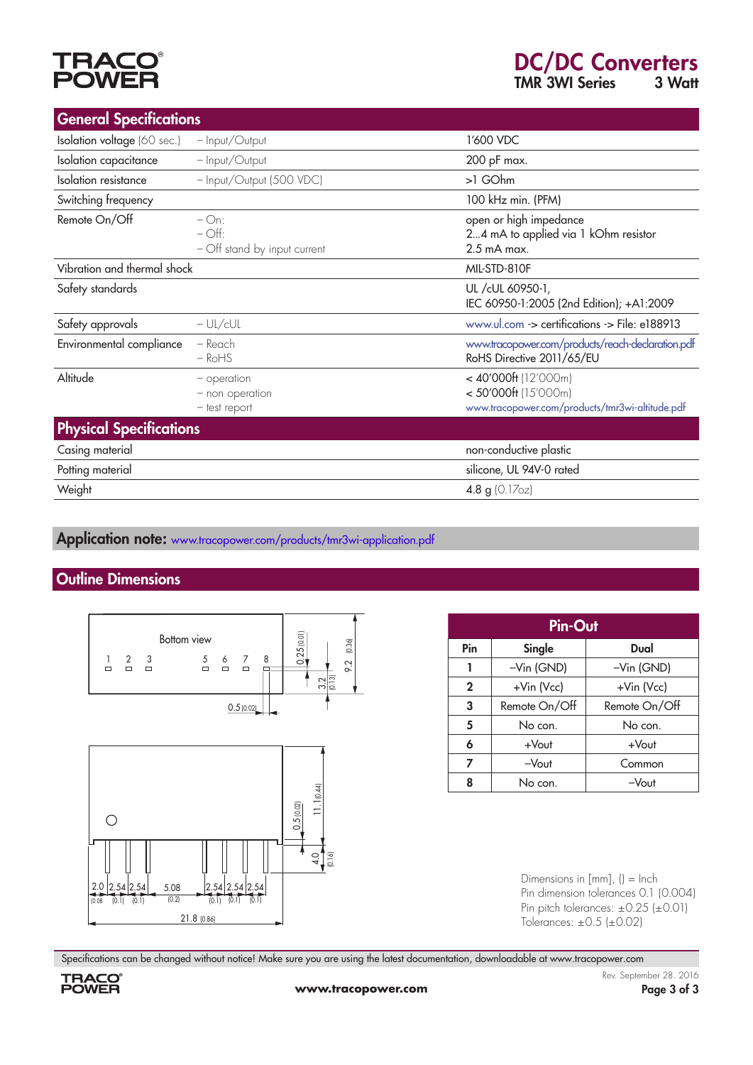## General Specifications

| | | |
|---|---|---|
| Isolation voltage (60 sec.) | – Input/Output | 1'600 VDC |
| Isolation capacitance | – Input/Output | 200 pF max. |
| Isolation resistance | – Input/Output (500 VDC) | >1 GOhm |
| Switching frequency | | 100 kHz min. (PFM) |
| Remote On/Off | – On:<br>– Off:<br>– Off stand by input current | open or high impedance<br>2...4 mA to applied via 1 kOhm resistor<br>2.5 mA max. |
| Vibration and thermal shock | | MIL-STD-810F |
| Safety standards | | UL /cUL 60950-1,<br>IEC 60950-1:2005 (2nd Edition); +A1:2009 |
| Safety approvals | – UL/cUL | www.ul.com -> certifications -> File: e188913 |
| Environmental compliance | – Reach<br>– RoHS | www.tracopower.com/products/reach-declaration.pdf<br>RoHS Directive 2011/65/EU |
| Altitude | – operation<br>– non operation<br>– test report | < 40'000ft (12'000m)<br>< 50'000ft (15'000m)<br>www.tracopower.com/products/tmr3wi-altitude.pdf |

## Physical Specifications

| | |
|---|---|
| Casing material | non-conductive plastic |
| Potting material | silicone, UL 94V-0 rated |
| Weight | 4.8 g (0.17oz) |

**Application note:** www.tracopower.com/products/tmr3wi-application.pdf

## Outline Dimensions

Bottom view

1 2 3 5 6 7 8

0.25 (0.01)
9.2 (0.36)
3.2 (0.13)
0.5 (0.02)

11.1 (0.44)
0.5 (0.02)
4.0 (0.16)

2.0 (0.08) 2.54 (0.1) 2.54 (0.1) 5.08 (0.2) 2.54 (0.1) 2.54 (0.1) 2.54 (0.1)

21.8 (0.86)

| Pin-Out | | |
|---|---|---|
| **Pin** | **Single** | **Dual** |
| 1 | –Vin (GND) | –Vin (GND) |
| 2 | +Vin (Vcc) | +Vin (Vcc) |
| 3 | Remote On/Off | Remote On/Off |
| 5 | No con. | No con. |
| 6 | +Vout | +Vout |
| 7 | –Vout | Common |
| 8 | No con. | –Vout |

Dimensions in [mm], () = Inch
Pin dimension tolerances 0.1 (0.004)
Pin pitch tolerances: ±0.25 (±0.01)
Tolerances: ±0.5 (±0.02)

Specifications can be changed without notice! Make sure you are using the latest documentation, downloadable at www.tracopower.com

Rev. September 28. 2016